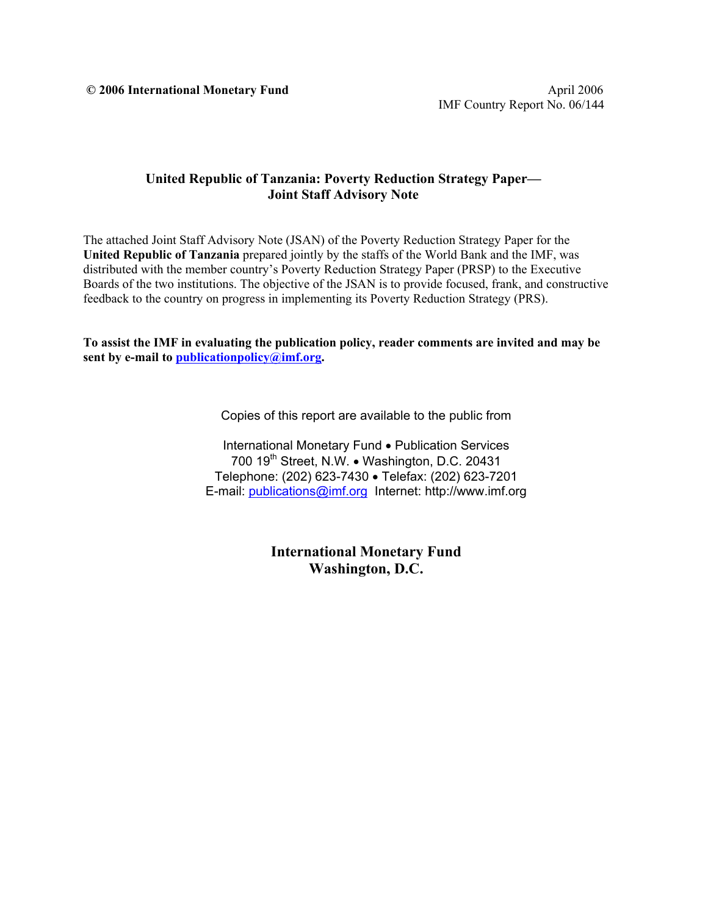**© 2006 International Monetary Fund**

April 2006
IMF Country Report No. 06/144

# United Republic of Tanzania: Poverty Reduction Strategy Paper—Joint Staff Advisory Note

The attached Joint Staff Advisory Note (JSAN) of the Poverty Reduction Strategy Paper for the **United Republic of Tanzania** prepared jointly by the staffs of the World Bank and the IMF, was distributed with the member country's Poverty Reduction Strategy Paper (PRSP) to the Executive Boards of the two institutions. The objective of the JSAN is to provide focused, frank, and constructive feedback to the country on progress in implementing its Poverty Reduction Strategy (PRS).

**To assist the IMF in evaluating the publication policy, reader comments are invited and may be sent by e-mail to publicationpolicy@imf.org.**

Copies of this report are available to the public from

International Monetary Fund • Publication Services
700 19th Street, N.W. • Washington, D.C. 20431
Telephone: (202) 623-7430 • Telefax: (202) 623-7201
E-mail: publications@imf.org Internet: http://www.imf.org

**International Monetary Fund**
**Washington, D.C.**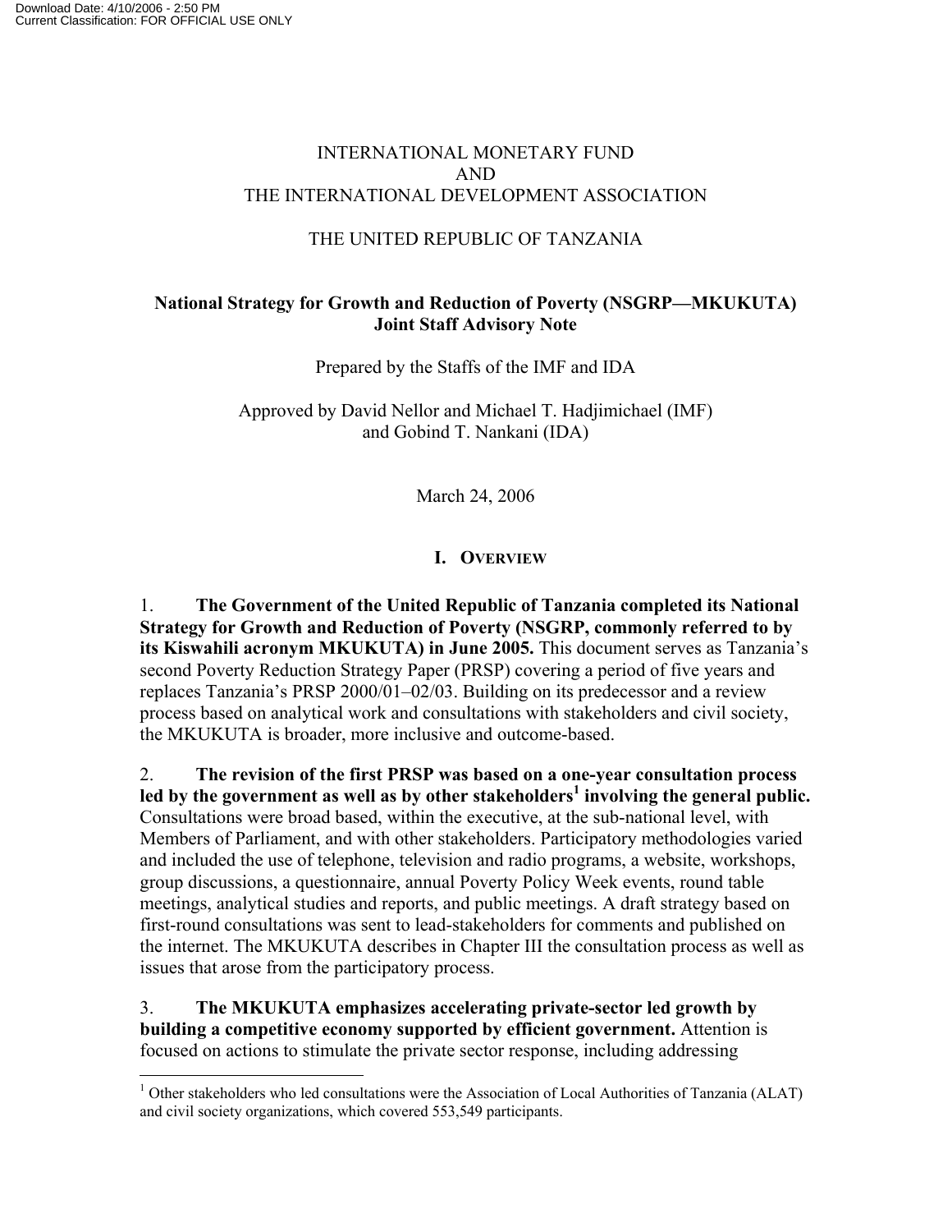INTERNATIONAL MONETARY FUND
AND
THE INTERNATIONAL DEVELOPMENT ASSOCIATION

THE UNITED REPUBLIC OF TANZANIA

**National Strategy for Growth and Reduction of Poverty (NSGRP—MKUKUTA)**
**Joint Staff Advisory Note**

Prepared by the Staffs of the IMF and IDA

Approved by David Nellor and Michael T. Hadjimichael (IMF)
and Gobind T. Nankani (IDA)

March 24, 2006

## I. Overview

1. **The Government of the United Republic of Tanzania completed its National Strategy for Growth and Reduction of Poverty (NSGRP, commonly referred to by its Kiswahili acronym MKUKUTA) in June 2005.** This document serves as Tanzania's second Poverty Reduction Strategy Paper (PRSP) covering a period of five years and replaces Tanzania's PRSP 2000/01–02/03. Building on its predecessor and a review process based on analytical work and consultations with stakeholders and civil society, the MKUKUTA is broader, more inclusive and outcome-based.

2. **The revision of the first PRSP was based on a one-year consultation process led by the government as well as by other stakeholders[1] involving the general public.** Consultations were broad based, within the executive, at the sub-national level, with Members of Parliament, and with other stakeholders. Participatory methodologies varied and included the use of telephone, television and radio programs, a website, workshops, group discussions, a questionnaire, annual Poverty Policy Week events, round table meetings, analytical studies and reports, and public meetings. A draft strategy based on first-round consultations was sent to lead-stakeholders for comments and published on the internet. The MKUKUTA describes in Chapter III the consultation process as well as issues that arose from the participatory process.

3. **The MKUKUTA emphasizes accelerating private-sector led growth by building a competitive economy supported by efficient government.** Attention is focused on actions to stimulate the private sector response, including addressing

[1] Other stakeholders who led consultations were the Association of Local Authorities of Tanzania (ALAT) and civil society organizations, which covered 553,549 participants.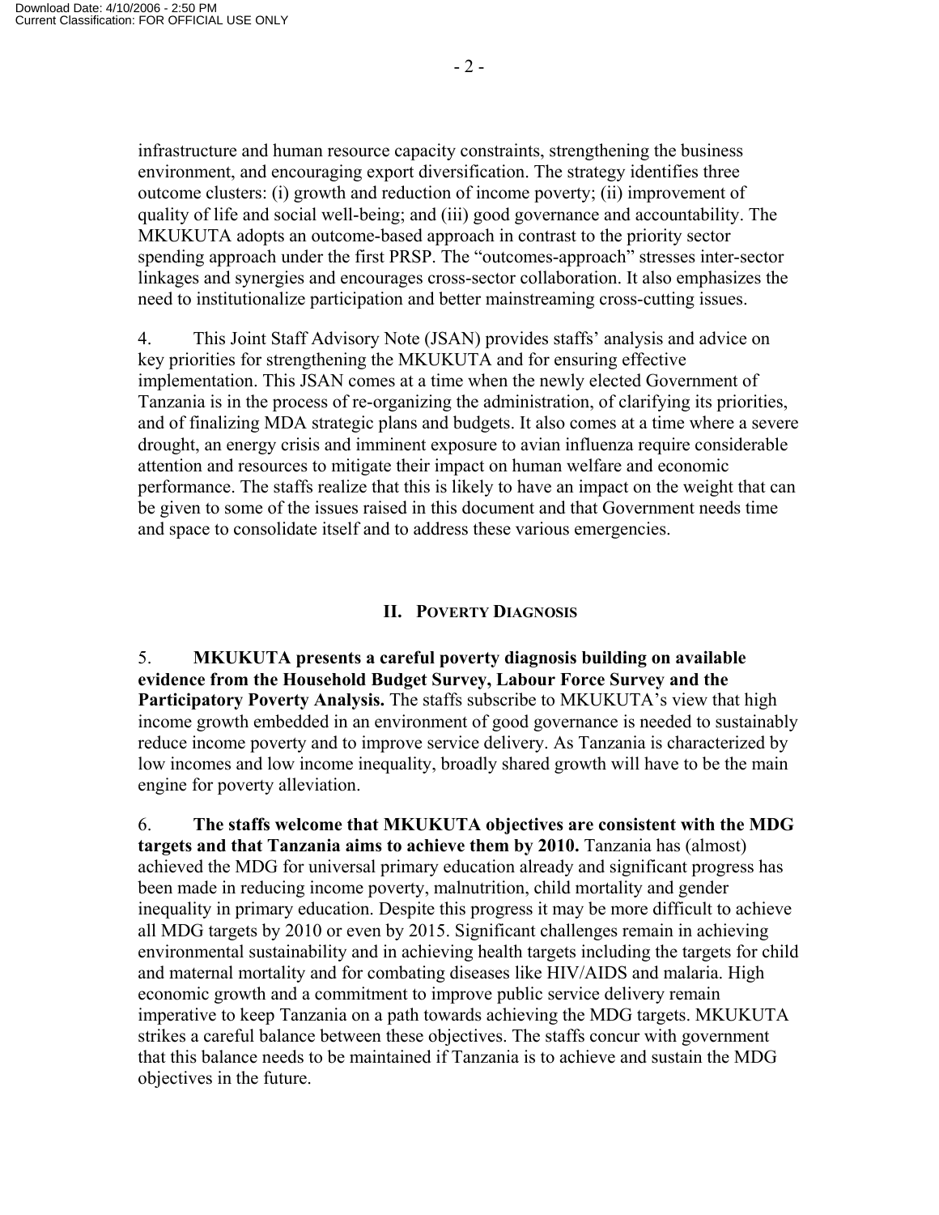infrastructure and human resource capacity constraints, strengthening the business environment, and encouraging export diversification. The strategy identifies three outcome clusters: (i) growth and reduction of income poverty; (ii) improvement of quality of life and social well-being; and (iii) good governance and accountability. The MKUKUTA adopts an outcome-based approach in contrast to the priority sector spending approach under the first PRSP. The "outcomes-approach" stresses inter-sector linkages and synergies and encourages cross-sector collaboration. It also emphasizes the need to institutionalize participation and better mainstreaming cross-cutting issues.

4. This Joint Staff Advisory Note (JSAN) provides staffs' analysis and advice on key priorities for strengthening the MKUKUTA and for ensuring effective implementation. This JSAN comes at a time when the newly elected Government of Tanzania is in the process of re-organizing the administration, of clarifying its priorities, and of finalizing MDA strategic plans and budgets. It also comes at a time where a severe drought, an energy crisis and imminent exposure to avian influenza require considerable attention and resources to mitigate their impact on human welfare and economic performance. The staffs realize that this is likely to have an impact on the weight that can be given to some of the issues raised in this document and that Government needs time and space to consolidate itself and to address these various emergencies.

## II. Poverty Diagnosis

5. **MKUKUTA presents a careful poverty diagnosis building on available evidence from the Household Budget Survey, Labour Force Survey and the Participatory Poverty Analysis.** The staffs subscribe to MKUKUTA's view that high income growth embedded in an environment of good governance is needed to sustainably reduce income poverty and to improve service delivery. As Tanzania is characterized by low incomes and low income inequality, broadly shared growth will have to be the main engine for poverty alleviation.

6. **The staffs welcome that MKUKUTA objectives are consistent with the MDG targets and that Tanzania aims to achieve them by 2010.** Tanzania has (almost) achieved the MDG for universal primary education already and significant progress has been made in reducing income poverty, malnutrition, child mortality and gender inequality in primary education. Despite this progress it may be more difficult to achieve all MDG targets by 2010 or even by 2015. Significant challenges remain in achieving environmental sustainability and in achieving health targets including the targets for child and maternal mortality and for combating diseases like HIV/AIDS and malaria. High economic growth and a commitment to improve public service delivery remain imperative to keep Tanzania on a path towards achieving the MDG targets. MKUKUTA strikes a careful balance between these objectives. The staffs concur with government that this balance needs to be maintained if Tanzania is to achieve and sustain the MDG objectives in the future.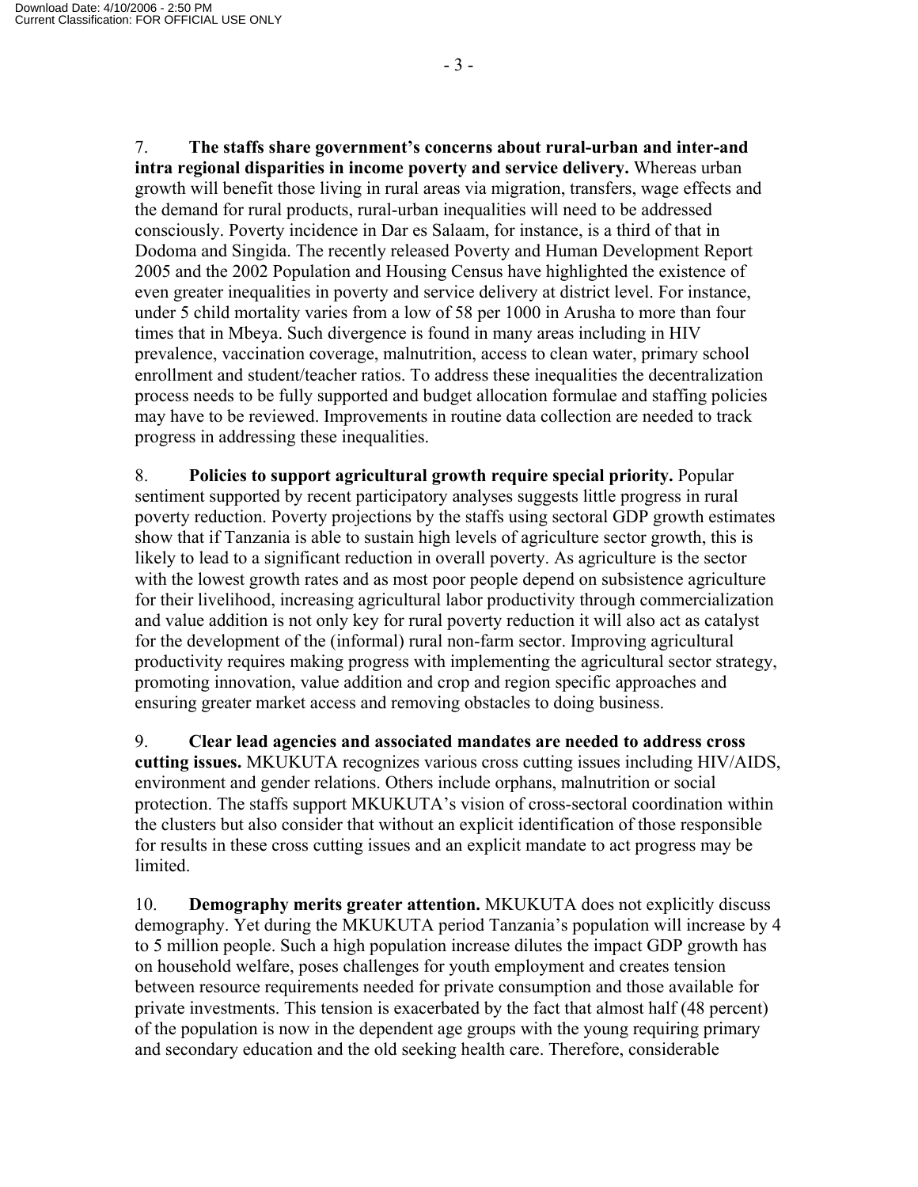7. **The staffs share government's concerns about rural-urban and inter-and intra regional disparities in income poverty and service delivery.** Whereas urban growth will benefit those living in rural areas via migration, transfers, wage effects and the demand for rural products, rural-urban inequalities will need to be addressed consciously. Poverty incidence in Dar es Salaam, for instance, is a third of that in Dodoma and Singida. The recently released Poverty and Human Development Report 2005 and the 2002 Population and Housing Census have highlighted the existence of even greater inequalities in poverty and service delivery at district level. For instance, under 5 child mortality varies from a low of 58 per 1000 in Arusha to more than four times that in Mbeya. Such divergence is found in many areas including in HIV prevalence, vaccination coverage, malnutrition, access to clean water, primary school enrollment and student/teacher ratios. To address these inequalities the decentralization process needs to be fully supported and budget allocation formulae and staffing policies may have to be reviewed. Improvements in routine data collection are needed to track progress in addressing these inequalities.

8. **Policies to support agricultural growth require special priority.** Popular sentiment supported by recent participatory analyses suggests little progress in rural poverty reduction. Poverty projections by the staffs using sectoral GDP growth estimates show that if Tanzania is able to sustain high levels of agriculture sector growth, this is likely to lead to a significant reduction in overall poverty. As agriculture is the sector with the lowest growth rates and as most poor people depend on subsistence agriculture for their livelihood, increasing agricultural labor productivity through commercialization and value addition is not only key for rural poverty reduction it will also act as catalyst for the development of the (informal) rural non-farm sector. Improving agricultural productivity requires making progress with implementing the agricultural sector strategy, promoting innovation, value addition and crop and region specific approaches and ensuring greater market access and removing obstacles to doing business.

9. **Clear lead agencies and associated mandates are needed to address cross cutting issues.** MKUKUTA recognizes various cross cutting issues including HIV/AIDS, environment and gender relations. Others include orphans, malnutrition or social protection. The staffs support MKUKUTA's vision of cross-sectoral coordination within the clusters but also consider that without an explicit identification of those responsible for results in these cross cutting issues and an explicit mandate to act progress may be limited.

10. **Demography merits greater attention.** MKUKUTA does not explicitly discuss demography. Yet during the MKUKUTA period Tanzania's population will increase by 4 to 5 million people. Such a high population increase dilutes the impact GDP growth has on household welfare, poses challenges for youth employment and creates tension between resource requirements needed for private consumption and those available for private investments. This tension is exacerbated by the fact that almost half (48 percent) of the population is now in the dependent age groups with the young requiring primary and secondary education and the old seeking health care. Therefore, considerable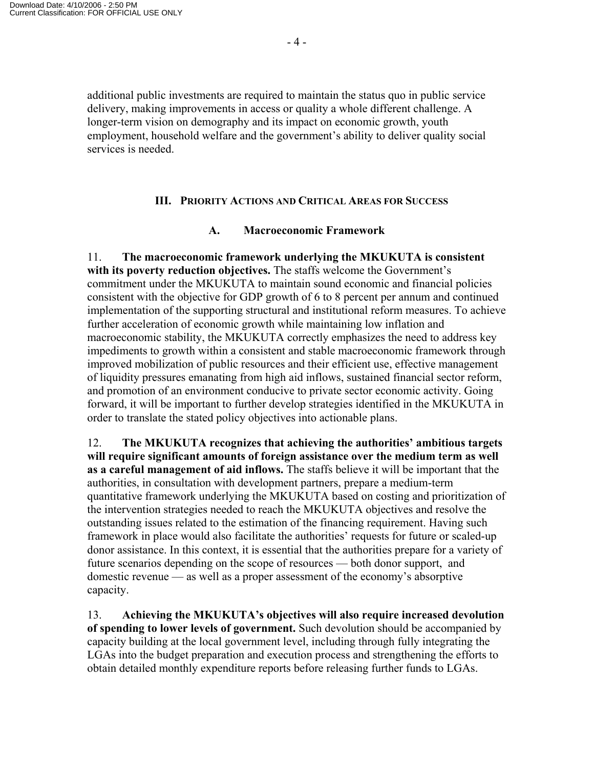additional public investments are required to maintain the status quo in public service delivery, making improvements in access or quality a whole different challenge. A longer-term vision on demography and its impact on economic growth, youth employment, household welfare and the government's ability to deliver quality social services is needed.

## III. Priority Actions and Critical Areas for Success

### A. Macroeconomic Framework

11. **The macroeconomic framework underlying the MKUKUTA is consistent with its poverty reduction objectives.** The staffs welcome the Government's commitment under the MKUKUTA to maintain sound economic and financial policies consistent with the objective for GDP growth of 6 to 8 percent per annum and continued implementation of the supporting structural and institutional reform measures. To achieve further acceleration of economic growth while maintaining low inflation and macroeconomic stability, the MKUKUTA correctly emphasizes the need to address key impediments to growth within a consistent and stable macroeconomic framework through improved mobilization of public resources and their efficient use, effective management of liquidity pressures emanating from high aid inflows, sustained financial sector reform, and promotion of an environment conducive to private sector economic activity. Going forward, it will be important to further develop strategies identified in the MKUKUTA in order to translate the stated policy objectives into actionable plans.

12. **The MKUKUTA recognizes that achieving the authorities' ambitious targets will require significant amounts of foreign assistance over the medium term as well as a careful management of aid inflows.** The staffs believe it will be important that the authorities, in consultation with development partners, prepare a medium-term quantitative framework underlying the MKUKUTA based on costing and prioritization of the intervention strategies needed to reach the MKUKUTA objectives and resolve the outstanding issues related to the estimation of the financing requirement. Having such framework in place would also facilitate the authorities' requests for future or scaled-up donor assistance. In this context, it is essential that the authorities prepare for a variety of future scenarios depending on the scope of resources — both donor support, and domestic revenue — as well as a proper assessment of the economy's absorptive capacity.

13. **Achieving the MKUKUTA's objectives will also require increased devolution of spending to lower levels of government.** Such devolution should be accompanied by capacity building at the local government level, including through fully integrating the LGAs into the budget preparation and execution process and strengthening the efforts to obtain detailed monthly expenditure reports before releasing further funds to LGAs.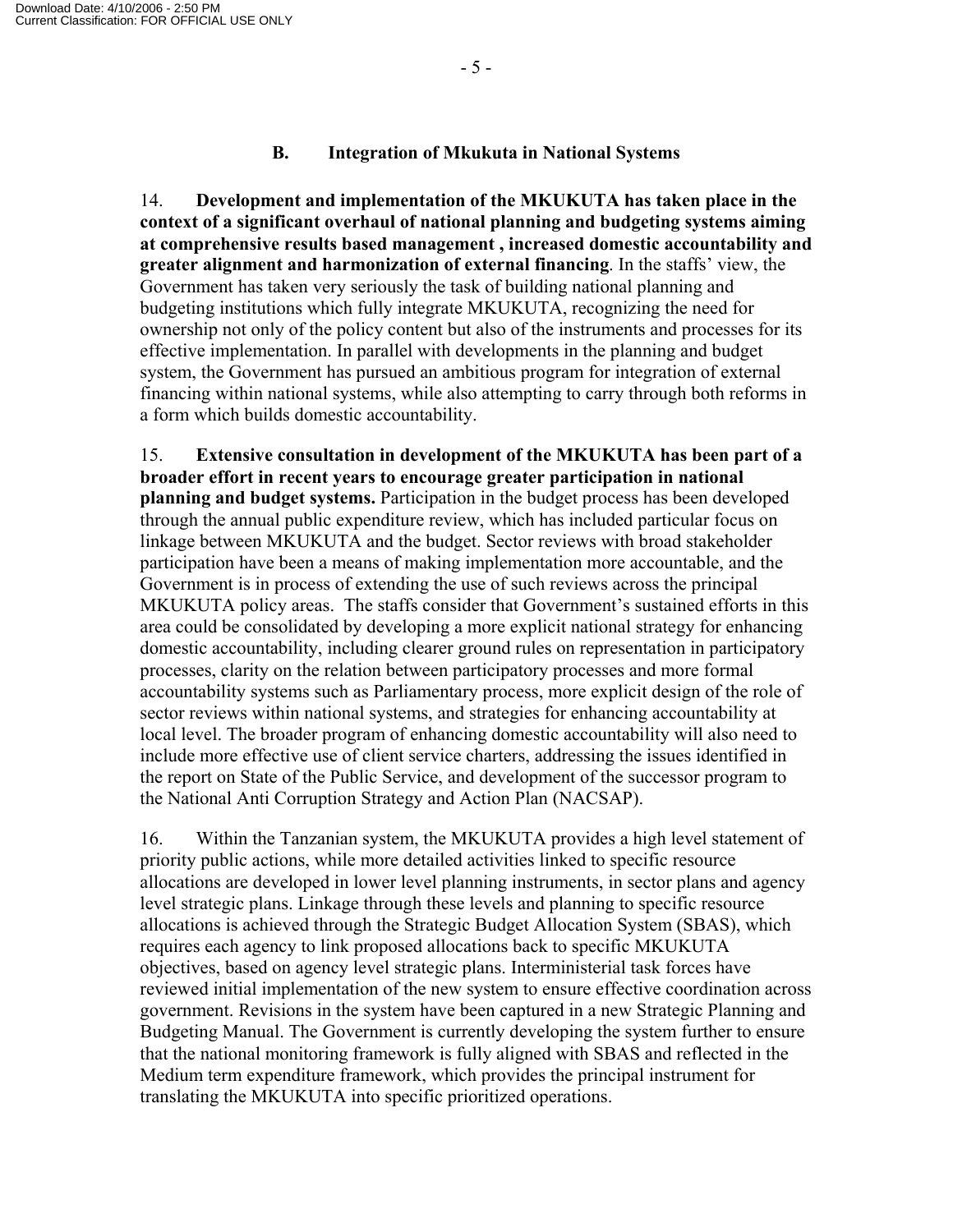### B. Integration of Mkukuta in National Systems

14. **Development and implementation of the MKUKUTA has taken place in the context of a significant overhaul of national planning and budgeting systems aiming at comprehensive results based management , increased domestic accountability and greater alignment and harmonization of external financing**. In the staffs' view, the Government has taken very seriously the task of building national planning and budgeting institutions which fully integrate MKUKUTA, recognizing the need for ownership not only of the policy content but also of the instruments and processes for its effective implementation. In parallel with developments in the planning and budget system, the Government has pursued an ambitious program for integration of external financing within national systems, while also attempting to carry through both reforms in a form which builds domestic accountability.

15. **Extensive consultation in development of the MKUKUTA has been part of a broader effort in recent years to encourage greater participation in national planning and budget systems.** Participation in the budget process has been developed through the annual public expenditure review, which has included particular focus on linkage between MKUKUTA and the budget. Sector reviews with broad stakeholder participation have been a means of making implementation more accountable, and the Government is in process of extending the use of such reviews across the principal MKUKUTA policy areas. The staffs consider that Government's sustained efforts in this area could be consolidated by developing a more explicit national strategy for enhancing domestic accountability, including clearer ground rules on representation in participatory processes, clarity on the relation between participatory processes and more formal accountability systems such as Parliamentary process, more explicit design of the role of sector reviews within national systems, and strategies for enhancing accountability at local level. The broader program of enhancing domestic accountability will also need to include more effective use of client service charters, addressing the issues identified in the report on State of the Public Service, and development of the successor program to the National Anti Corruption Strategy and Action Plan (NACSAP).

16. Within the Tanzanian system, the MKUKUTA provides a high level statement of priority public actions, while more detailed activities linked to specific resource allocations are developed in lower level planning instruments, in sector plans and agency level strategic plans. Linkage through these levels and planning to specific resource allocations is achieved through the Strategic Budget Allocation System (SBAS), which requires each agency to link proposed allocations back to specific MKUKUTA objectives, based on agency level strategic plans. Interministerial task forces have reviewed initial implementation of the new system to ensure effective coordination across government. Revisions in the system have been captured in a new Strategic Planning and Budgeting Manual. The Government is currently developing the system further to ensure that the national monitoring framework is fully aligned with SBAS and reflected in the Medium term expenditure framework, which provides the principal instrument for translating the MKUKUTA into specific prioritized operations.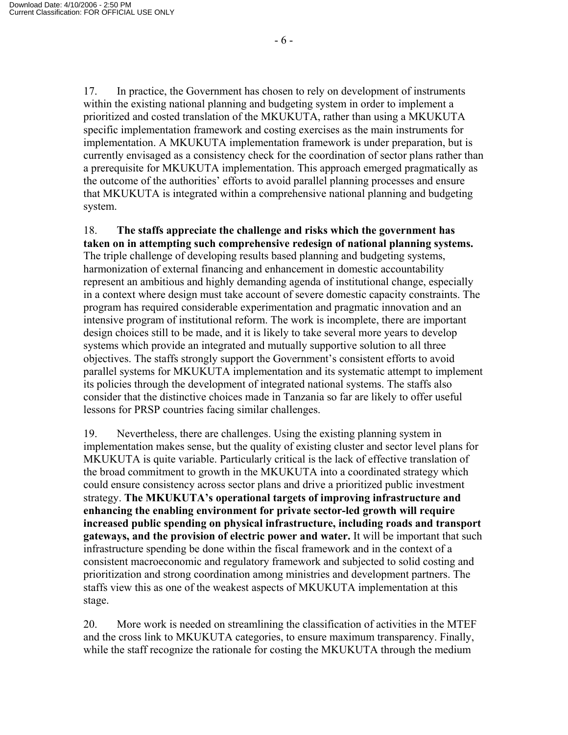17. In practice, the Government has chosen to rely on development of instruments within the existing national planning and budgeting system in order to implement a prioritized and costed translation of the MKUKUTA, rather than using a MKUKUTA specific implementation framework and costing exercises as the main instruments for implementation. A MKUKUTA implementation framework is under preparation, but is currently envisaged as a consistency check for the coordination of sector plans rather than a prerequisite for MKUKUTA implementation. This approach emerged pragmatically as the outcome of the authorities' efforts to avoid parallel planning processes and ensure that MKUKUTA is integrated within a comprehensive national planning and budgeting system.

18. **The staffs appreciate the challenge and risks which the government has taken on in attempting such comprehensive redesign of national planning systems.** The triple challenge of developing results based planning and budgeting systems, harmonization of external financing and enhancement in domestic accountability represent an ambitious and highly demanding agenda of institutional change, especially in a context where design must take account of severe domestic capacity constraints. The program has required considerable experimentation and pragmatic innovation and an intensive program of institutional reform. The work is incomplete, there are important design choices still to be made, and it is likely to take several more years to develop systems which provide an integrated and mutually supportive solution to all three objectives. The staffs strongly support the Government's consistent efforts to avoid parallel systems for MKUKUTA implementation and its systematic attempt to implement its policies through the development of integrated national systems. The staffs also consider that the distinctive choices made in Tanzania so far are likely to offer useful lessons for PRSP countries facing similar challenges.

19. Nevertheless, there are challenges. Using the existing planning system in implementation makes sense, but the quality of existing cluster and sector level plans for MKUKUTA is quite variable. Particularly critical is the lack of effective translation of the broad commitment to growth in the MKUKUTA into a coordinated strategy which could ensure consistency across sector plans and drive a prioritized public investment strategy. **The MKUKUTA's operational targets of improving infrastructure and enhancing the enabling environment for private sector-led growth will require increased public spending on physical infrastructure, including roads and transport gateways, and the provision of electric power and water.** It will be important that such infrastructure spending be done within the fiscal framework and in the context of a consistent macroeconomic and regulatory framework and subjected to solid costing and prioritization and strong coordination among ministries and development partners. The staffs view this as one of the weakest aspects of MKUKUTA implementation at this stage.

20. More work is needed on streamlining the classification of activities in the MTEF and the cross link to MKUKUTA categories, to ensure maximum transparency. Finally, while the staff recognize the rationale for costing the MKUKUTA through the medium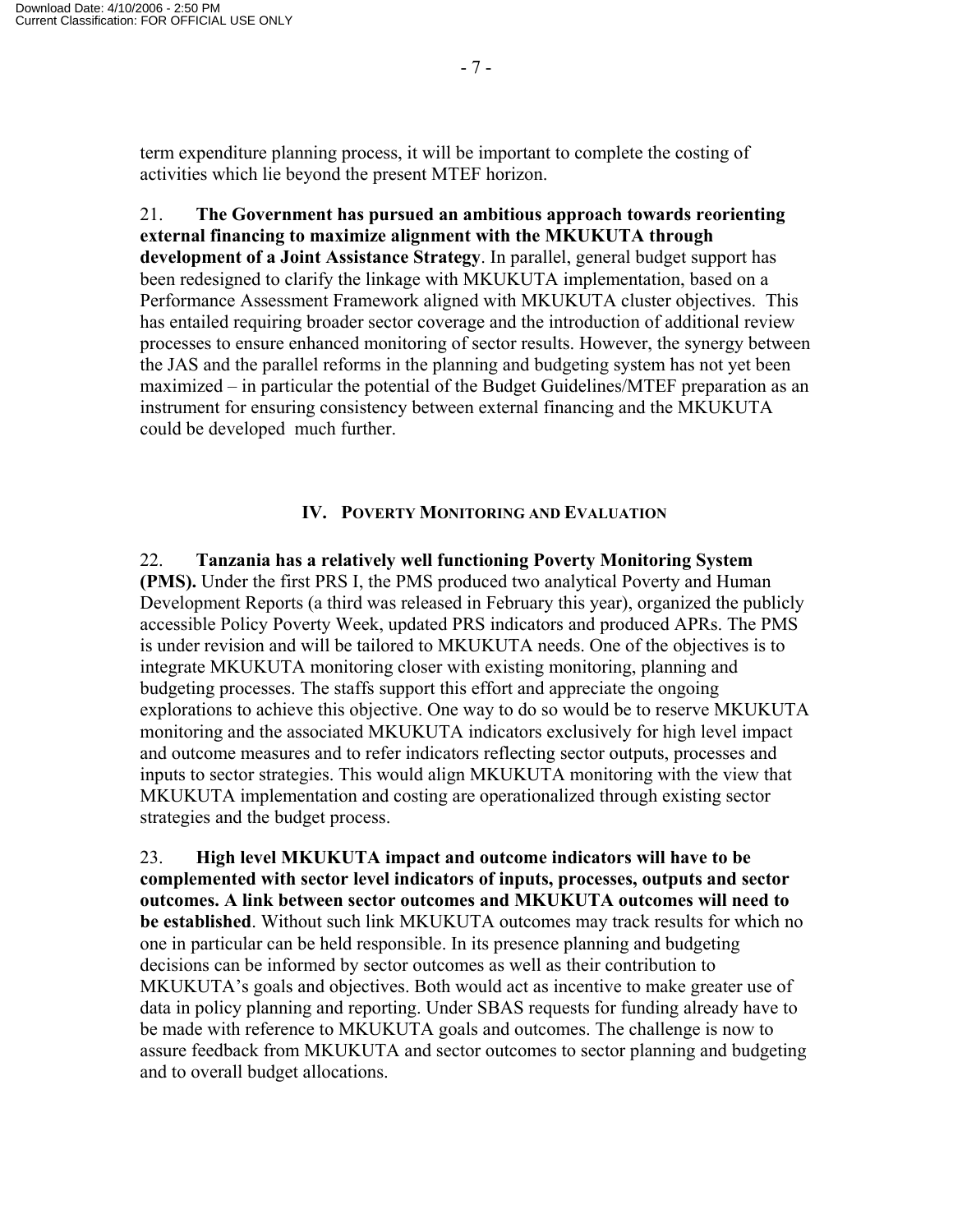term expenditure planning process, it will be important to complete the costing of activities which lie beyond the present MTEF horizon.

21. **The Government has pursued an ambitious approach towards reorienting external financing to maximize alignment with the MKUKUTA through development of a Joint Assistance Strategy**. In parallel, general budget support has been redesigned to clarify the linkage with MKUKUTA implementation, based on a Performance Assessment Framework aligned with MKUKUTA cluster objectives. This has entailed requiring broader sector coverage and the introduction of additional review processes to ensure enhanced monitoring of sector results. However, the synergy between the JAS and the parallel reforms in the planning and budgeting system has not yet been maximized – in particular the potential of the Budget Guidelines/MTEF preparation as an instrument for ensuring consistency between external financing and the MKUKUTA could be developed much further.

## IV. Poverty Monitoring and Evaluation

22. **Tanzania has a relatively well functioning Poverty Monitoring System (PMS).** Under the first PRS I, the PMS produced two analytical Poverty and Human Development Reports (a third was released in February this year), organized the publicly accessible Policy Poverty Week, updated PRS indicators and produced APRs. The PMS is under revision and will be tailored to MKUKUTA needs. One of the objectives is to integrate MKUKUTA monitoring closer with existing monitoring, planning and budgeting processes. The staffs support this effort and appreciate the ongoing explorations to achieve this objective. One way to do so would be to reserve MKUKUTA monitoring and the associated MKUKUTA indicators exclusively for high level impact and outcome measures and to refer indicators reflecting sector outputs, processes and inputs to sector strategies. This would align MKUKUTA monitoring with the view that MKUKUTA implementation and costing are operationalized through existing sector strategies and the budget process.

23. **High level MKUKUTA impact and outcome indicators will have to be complemented with sector level indicators of inputs, processes, outputs and sector outcomes. A link between sector outcomes and MKUKUTA outcomes will need to be established**. Without such link MKUKUTA outcomes may track results for which no one in particular can be held responsible. In its presence planning and budgeting decisions can be informed by sector outcomes as well as their contribution to MKUKUTA's goals and objectives. Both would act as incentive to make greater use of data in policy planning and reporting. Under SBAS requests for funding already have to be made with reference to MKUKUTA goals and outcomes. The challenge is now to assure feedback from MKUKUTA and sector outcomes to sector planning and budgeting and to overall budget allocations.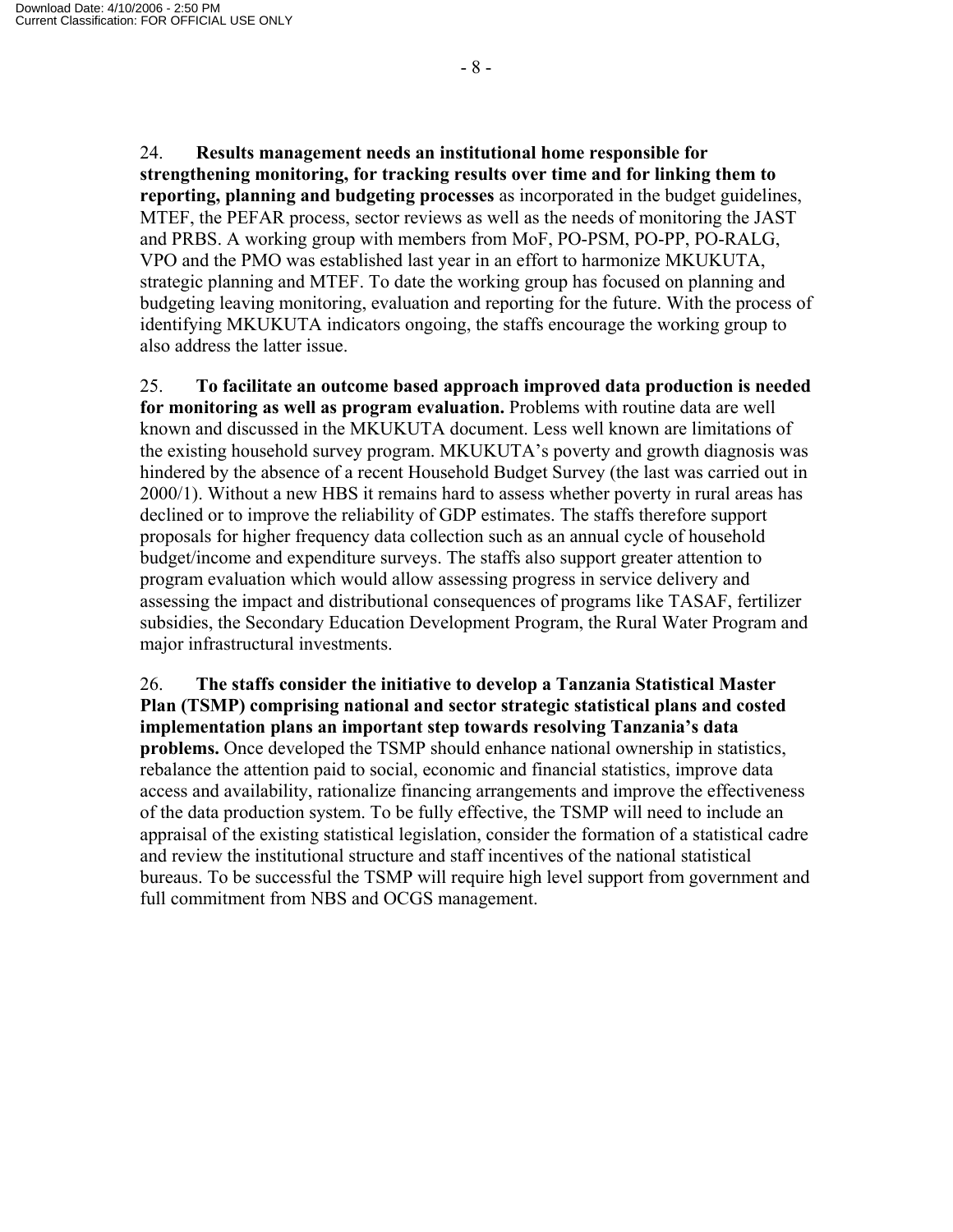24. **Results management needs an institutional home responsible for strengthening monitoring, for tracking results over time and for linking them to reporting, planning and budgeting processes** as incorporated in the budget guidelines, MTEF, the PEFAR process, sector reviews as well as the needs of monitoring the JAST and PRBS. A working group with members from MoF, PO-PSM, PO-PP, PO-RALG, VPO and the PMO was established last year in an effort to harmonize MKUKUTA, strategic planning and MTEF. To date the working group has focused on planning and budgeting leaving monitoring, evaluation and reporting for the future. With the process of identifying MKUKUTA indicators ongoing, the staffs encourage the working group to also address the latter issue.

25. **To facilitate an outcome based approach improved data production is needed for monitoring as well as program evaluation.** Problems with routine data are well known and discussed in the MKUKUTA document. Less well known are limitations of the existing household survey program. MKUKUTA's poverty and growth diagnosis was hindered by the absence of a recent Household Budget Survey (the last was carried out in 2000/1). Without a new HBS it remains hard to assess whether poverty in rural areas has declined or to improve the reliability of GDP estimates. The staffs therefore support proposals for higher frequency data collection such as an annual cycle of household budget/income and expenditure surveys. The staffs also support greater attention to program evaluation which would allow assessing progress in service delivery and assessing the impact and distributional consequences of programs like TASAF, fertilizer subsidies, the Secondary Education Development Program, the Rural Water Program and major infrastructural investments.

26. **The staffs consider the initiative to develop a Tanzania Statistical Master Plan (TSMP) comprising national and sector strategic statistical plans and costed implementation plans an important step towards resolving Tanzania's data problems.** Once developed the TSMP should enhance national ownership in statistics, rebalance the attention paid to social, economic and financial statistics, improve data access and availability, rationalize financing arrangements and improve the effectiveness of the data production system. To be fully effective, the TSMP will need to include an appraisal of the existing statistical legislation, consider the formation of a statistical cadre and review the institutional structure and staff incentives of the national statistical bureaus. To be successful the TSMP will require high level support from government and full commitment from NBS and OCGS management.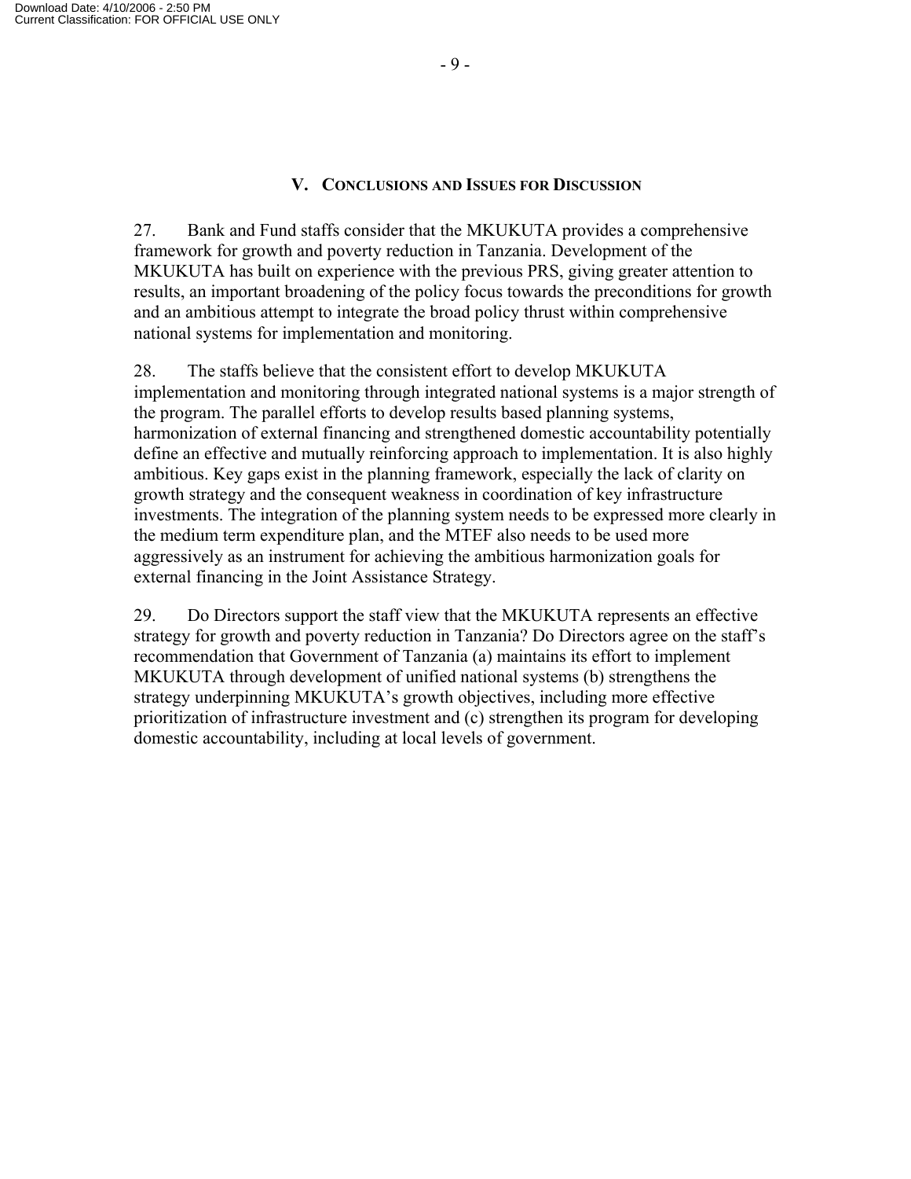## V. CONCLUSIONS AND ISSUES FOR DISCUSSION

27. Bank and Fund staffs consider that the MKUKUTA provides a comprehensive framework for growth and poverty reduction in Tanzania. Development of the MKUKUTA has built on experience with the previous PRS, giving greater attention to results, an important broadening of the policy focus towards the preconditions for growth and an ambitious attempt to integrate the broad policy thrust within comprehensive national systems for implementation and monitoring.

28. The staffs believe that the consistent effort to develop MKUKUTA implementation and monitoring through integrated national systems is a major strength of the program. The parallel efforts to develop results based planning systems, harmonization of external financing and strengthened domestic accountability potentially define an effective and mutually reinforcing approach to implementation. It is also highly ambitious. Key gaps exist in the planning framework, especially the lack of clarity on growth strategy and the consequent weakness in coordination of key infrastructure investments. The integration of the planning system needs to be expressed more clearly in the medium term expenditure plan, and the MTEF also needs to be used more aggressively as an instrument for achieving the ambitious harmonization goals for external financing in the Joint Assistance Strategy.

29. Do Directors support the staff view that the MKUKUTA represents an effective strategy for growth and poverty reduction in Tanzania? Do Directors agree on the staff's recommendation that Government of Tanzania (a) maintains its effort to implement MKUKUTA through development of unified national systems (b) strengthens the strategy underpinning MKUKUTA's growth objectives, including more effective prioritization of infrastructure investment and (c) strengthen its program for developing domestic accountability, including at local levels of government.